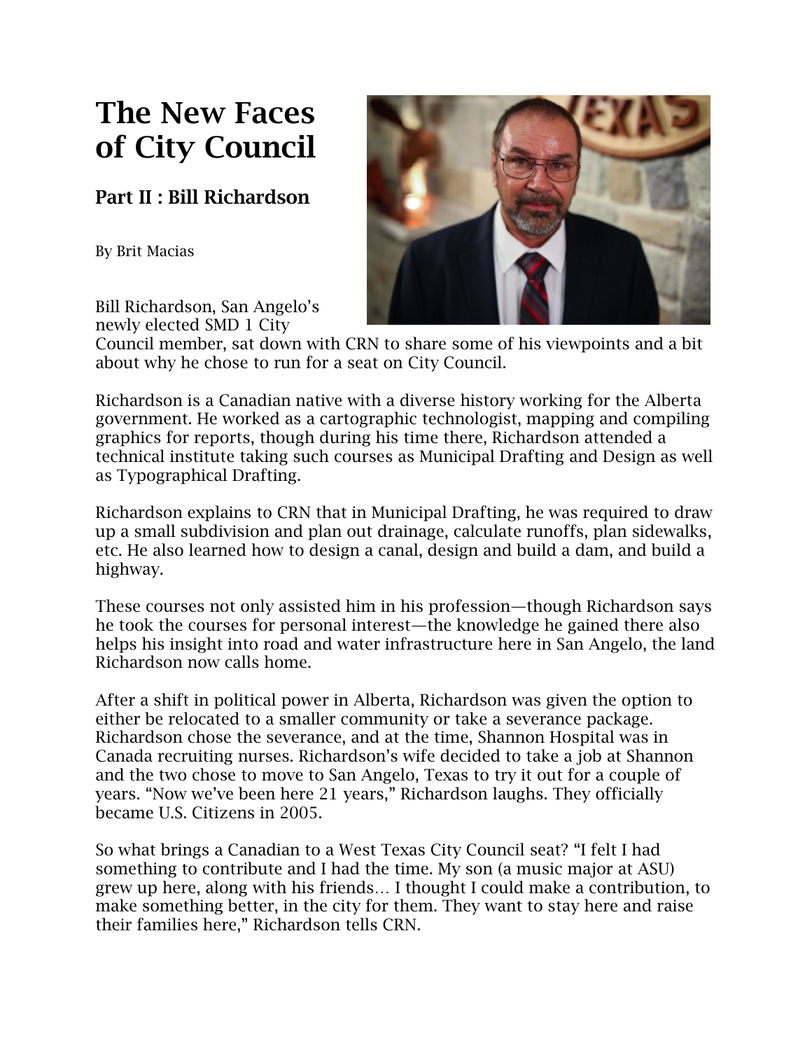# The New Faces of City Council

## Part II : Bill Richardson

By Brit Macias

Bill Richardson, San Angelo's newly elected SMD 1 City Council member, sat down with CRN to share some of his viewpoints and a bit about why he chose to run for a seat on City Council.

Richardson is a Canadian native with a diverse history working for the Alberta government. He worked as a cartographic technologist, mapping and compiling graphics for reports, though during his time there, Richardson attended a technical institute taking such courses as Municipal Drafting and Design as well as Typographical Drafting.

Richardson explains to CRN that in Municipal Drafting, he was required to draw up a small subdivision and plan out drainage, calculate runoffs, plan sidewalks, etc. He also learned how to design a canal, design and build a dam, and build a highway.

These courses not only assisted him in his profession—though Richardson says he took the courses for personal interest—the knowledge he gained there also helps his insight into road and water infrastructure here in San Angelo, the land Richardson now calls home.

After a shift in political power in Alberta, Richardson was given the option to either be relocated to a smaller community or take a severance package. Richardson chose the severance, and at the time, Shannon Hospital was in Canada recruiting nurses. Richardson's wife decided to take a job at Shannon and the two chose to move to San Angelo, Texas to try it out for a couple of years. "Now we've been here 21 years," Richardson laughs. They officially became U.S. Citizens in 2005.

So what brings a Canadian to a West Texas City Council seat? "I felt I had something to contribute and I had the time. My son (a music major at ASU) grew up here, along with his friends… I thought I could make a contribution, to make something better, in the city for them. They want to stay here and raise their families here," Richardson tells CRN.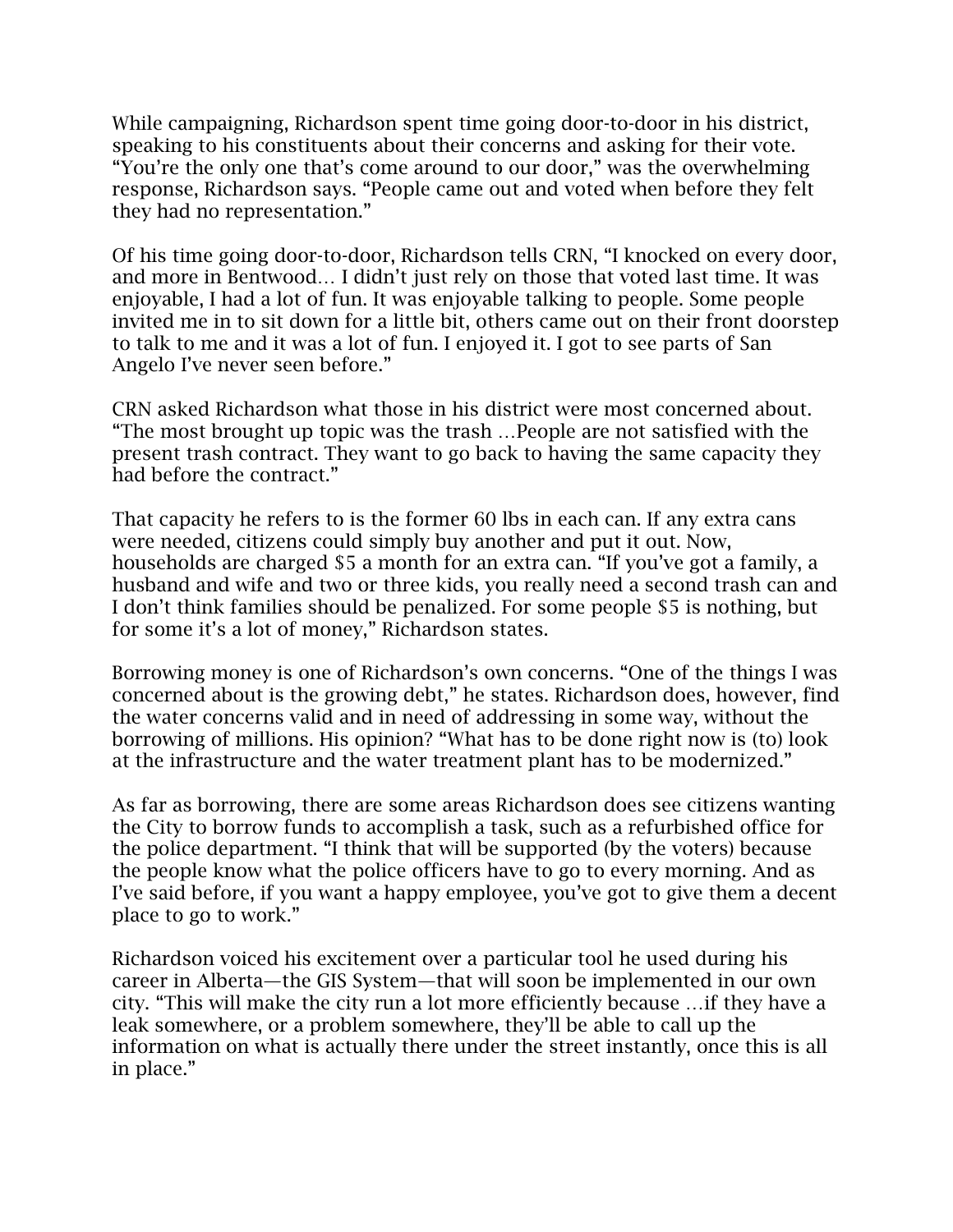While campaigning, Richardson spent time going door-to-door in his district, speaking to his constituents about their concerns and asking for their vote. "You're the only one that's come around to our door," was the overwhelming response, Richardson says. "People came out and voted when before they felt they had no representation."

Of his time going door-to-door, Richardson tells CRN, "I knocked on every door, and more in Bentwood… I didn't just rely on those that voted last time. It was enjoyable, I had a lot of fun. It was enjoyable talking to people. Some people invited me in to sit down for a little bit, others came out on their front doorstep to talk to me and it was a lot of fun. I enjoyed it. I got to see parts of San Angelo I've never seen before."

CRN asked Richardson what those in his district were most concerned about. "The most brought up topic was the trash …People are not satisfied with the present trash contract. They want to go back to having the same capacity they had before the contract."

That capacity he refers to is the former 60 lbs in each can. If any extra cans were needed, citizens could simply buy another and put it out. Now, households are charged $5 a month for an extra can. "If you've got a family, a husband and wife and two or three kids, you really need a second trash can and I don't think families should be penalized. For some people $5 is nothing, but for some it's a lot of money," Richardson states.

Borrowing money is one of Richardson's own concerns. "One of the things I was concerned about is the growing debt," he states. Richardson does, however, find the water concerns valid and in need of addressing in some way, without the borrowing of millions. His opinion? "What has to be done right now is (to) look at the infrastructure and the water treatment plant has to be modernized."

As far as borrowing, there are some areas Richardson does see citizens wanting the City to borrow funds to accomplish a task, such as a refurbished office for the police department. "I think that will be supported (by the voters) because the people know what the police officers have to go to every morning. And as I've said before, if you want a happy employee, you've got to give them a decent place to go to work."

Richardson voiced his excitement over a particular tool he used during his career in Alberta—the GIS System—that will soon be implemented in our own city. "This will make the city run a lot more efficiently because …if they have a leak somewhere, or a problem somewhere, they'll be able to call up the information on what is actually there under the street instantly, once this is all in place."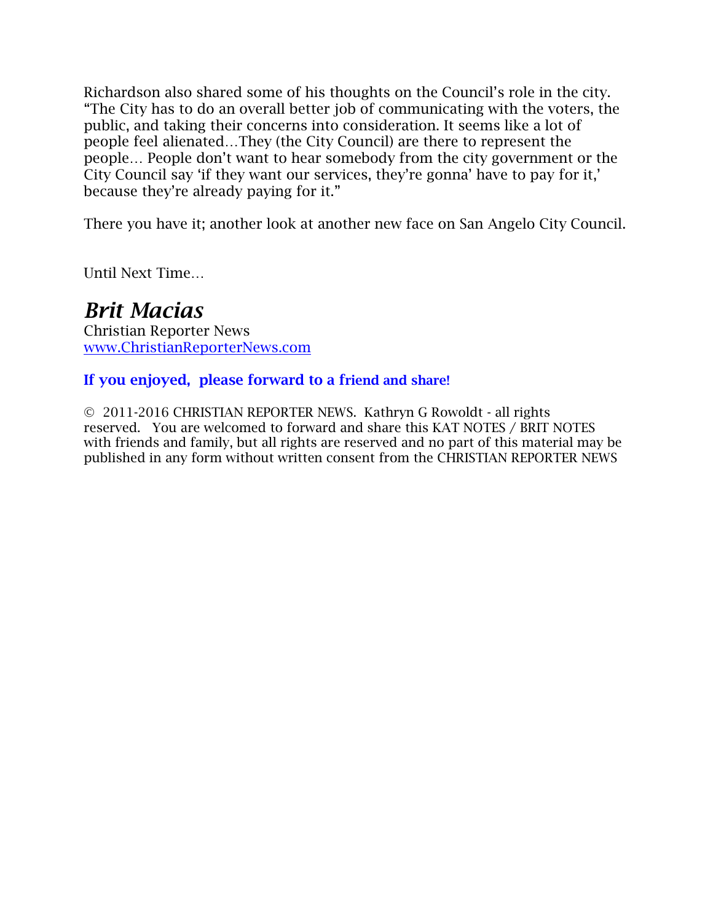Richardson also shared some of his thoughts on the Council's role in the city. "The City has to do an overall better job of communicating with the voters, the public, and taking their concerns into consideration. It seems like a lot of people feel alienated…They (the City Council) are there to represent the people… People don't want to hear somebody from the city government or the City Council say 'if they want our services, they're gonna' have to pay for it,' because they're already paying for it."

There you have it; another look at another new face on San Angelo City Council.

Until Next Time…

***Brit Macias***
Christian Reporter News
[www.ChristianReporterNews.com](http://www.ChristianReporterNews.com)

**If you enjoyed, please forward to a friend and share!**

© 2011-2016 CHRISTIAN REPORTER NEWS. Kathryn G Rowoldt - all rights reserved. You are welcomed to forward and share this KAT NOTES / BRIT NOTES with friends and family, but all rights are reserved and no part of this material may be published in any form without written consent from the CHRISTIAN REPORTER NEWS